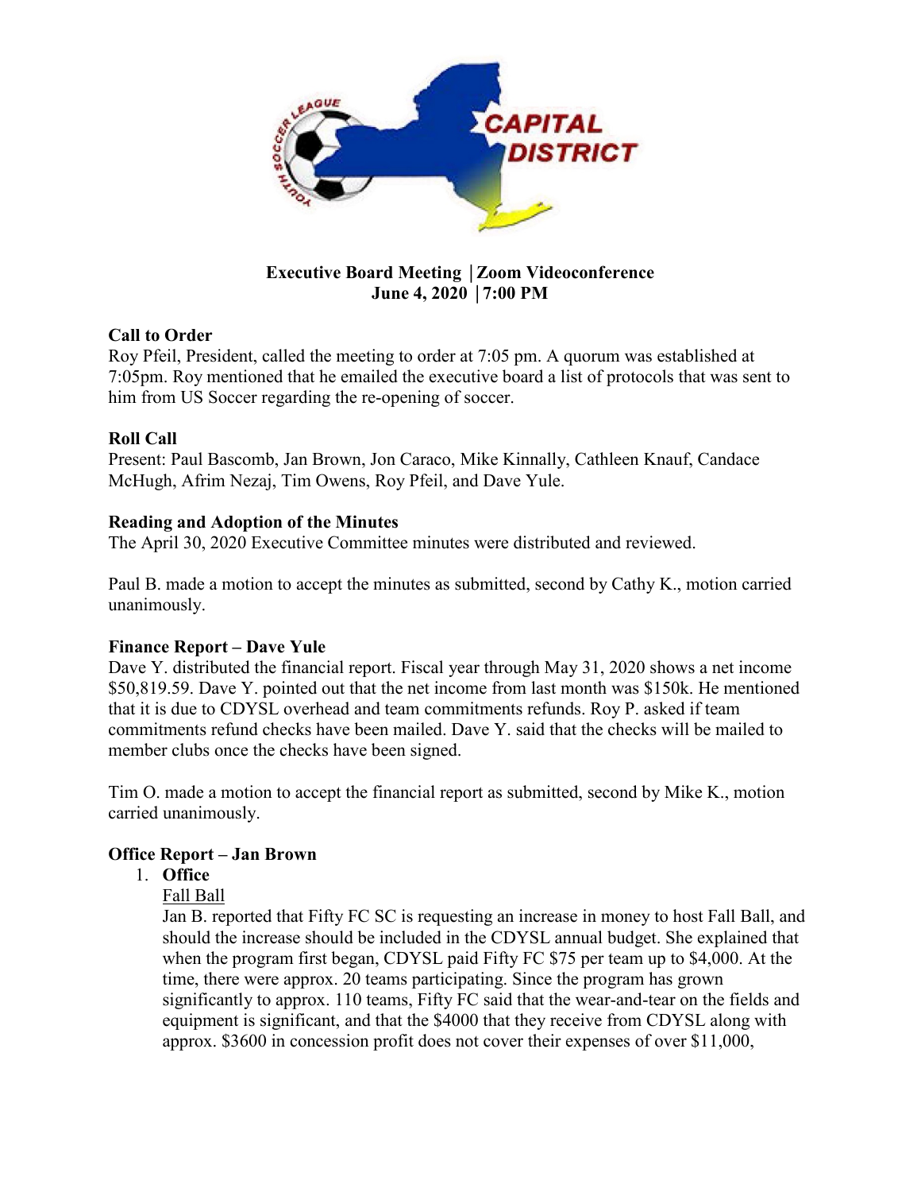**Executive Board Meeting | Zoom Videoconference**
**June 4, 2020 | 7:00 PM**

## Call to Order

Roy Pfeil, President, called the meeting to order at 7:05 pm. A quorum was established at 7:05pm. Roy mentioned that he emailed the executive board a list of protocols that was sent to him from US Soccer regarding the re-opening of soccer.

## Roll Call

Present: Paul Bascomb, Jan Brown, Jon Caraco, Mike Kinnally, Cathleen Knauf, Candace McHugh, Afrim Nezaj, Tim Owens, Roy Pfeil, and Dave Yule.

## Reading and Adoption of the Minutes

The April 30, 2020 Executive Committee minutes were distributed and reviewed.

Paul B. made a motion to accept the minutes as submitted, second by Cathy K., motion carried unanimously.

## Finance Report – Dave Yule

Dave Y. distributed the financial report. Fiscal year through May 31, 2020 shows a net income $50,819.59. Dave Y. pointed out that the net income from last month was $150k. He mentioned that it is due to CDYSL overhead and team commitments refunds. Roy P. asked if team commitments refund checks have been mailed. Dave Y. said that the checks will be mailed to member clubs once the checks have been signed.

Tim O. made a motion to accept the financial report as submitted, second by Mike K., motion carried unanimously.

## Office Report – Jan Brown

1. **Office**

   Fall Ball

   Jan B. reported that Fifty FC SC is requesting an increase in money to host Fall Ball, and should the increase should be included in the CDYSL annual budget. She explained that when the program first began, CDYSL paid Fifty FC $75 per team up to $4,000. At the time, there were approx. 20 teams participating. Since the program has grown significantly to approx. 110 teams, Fifty FC said that the wear-and-tear on the fields and equipment is significant, and that the $4000 that they receive from CDYSL along with approx. $3600 in concession profit does not cover their expenses of over $11,000,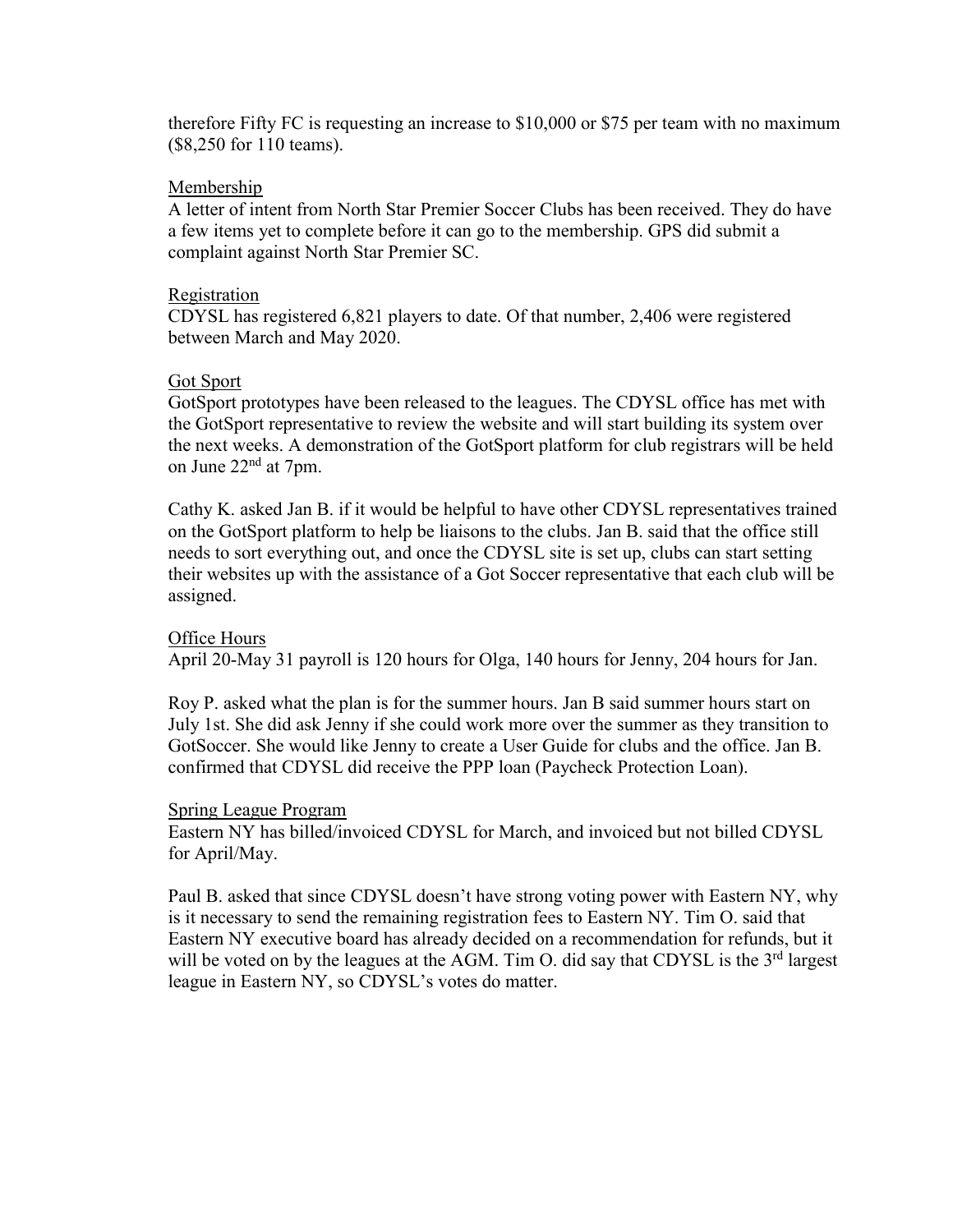therefore Fifty FC is requesting an increase to $10,000 or $75 per team with no maximum ($8,250 for 110 teams).

<u>Membership</u>

A letter of intent from North Star Premier Soccer Clubs has been received. They do have a few items yet to complete before it can go to the membership. GPS did submit a complaint against North Star Premier SC.

<u>Registration</u>

CDYSL has registered 6,821 players to date. Of that number, 2,406 were registered between March and May 2020.

<u>Got Sport</u>

GotSport prototypes have been released to the leagues. The CDYSL office has met with the GotSport representative to review the website and will start building its system over the next weeks. A demonstration of the GotSport platform for club registrars will be held on June 22nd at 7pm.

Cathy K. asked Jan B. if it would be helpful to have other CDYSL representatives trained on the GotSport platform to help be liaisons to the clubs. Jan B. said that the office still needs to sort everything out, and once the CDYSL site is set up, clubs can start setting their websites up with the assistance of a Got Soccer representative that each club will be assigned.

<u>Office Hours</u>

April 20-May 31 payroll is 120 hours for Olga, 140 hours for Jenny, 204 hours for Jan.

Roy P. asked what the plan is for the summer hours. Jan B said summer hours start on July 1st. She did ask Jenny if she could work more over the summer as they transition to GotSoccer. She would like Jenny to create a User Guide for clubs and the office. Jan B. confirmed that CDYSL did receive the PPP loan (Paycheck Protection Loan).

<u>Spring League Program</u>

Eastern NY has billed/invoiced CDYSL for March, and invoiced but not billed CDYSL for April/May.

Paul B. asked that since CDYSL doesn't have strong voting power with Eastern NY, why is it necessary to send the remaining registration fees to Eastern NY. Tim O. said that Eastern NY executive board has already decided on a recommendation for refunds, but it will be voted on by the leagues at the AGM. Tim O. did say that CDYSL is the 3rd largest league in Eastern NY, so CDYSL's votes do matter.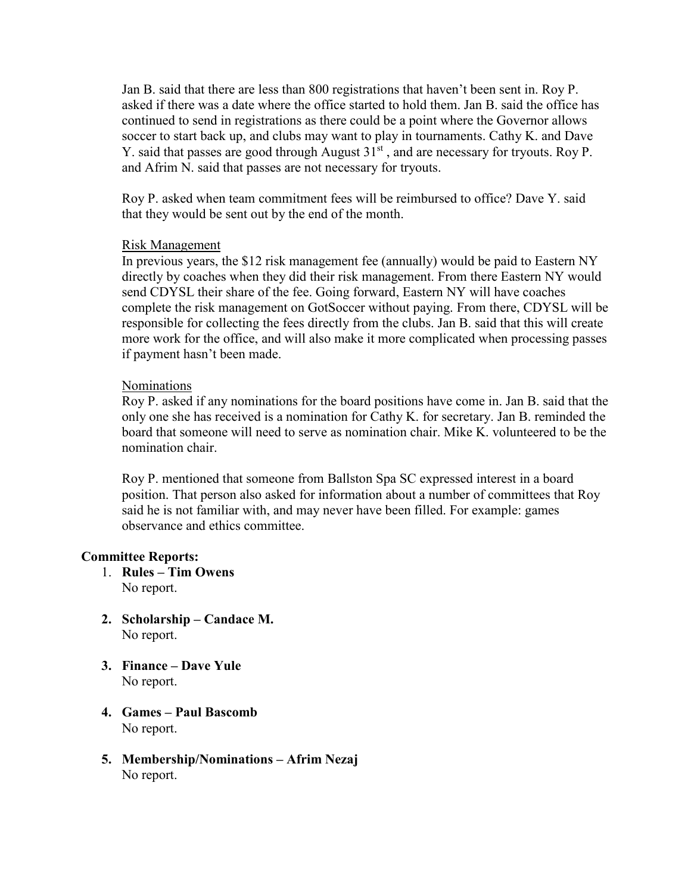Jan B. said that there are less than 800 registrations that haven't been sent in. Roy P. asked if there was a date where the office started to hold them. Jan B. said the office has continued to send in registrations as there could be a point where the Governor allows soccer to start back up, and clubs may want to play in tournaments. Cathy K. and Dave Y. said that passes are good through August 31st , and are necessary for tryouts. Roy P. and Afrim N. said that passes are not necessary for tryouts.

Roy P. asked when team commitment fees will be reimbursed to office? Dave Y. said that they would be sent out by the end of the month.

Risk Management

In previous years, the $12 risk management fee (annually) would be paid to Eastern NY directly by coaches when they did their risk management. From there Eastern NY would send CDYSL their share of the fee. Going forward, Eastern NY will have coaches complete the risk management on GotSoccer without paying. From there, CDYSL will be responsible for collecting the fees directly from the clubs. Jan B. said that this will create more work for the office, and will also make it more complicated when processing passes if payment hasn't been made.

Nominations

Roy P. asked if any nominations for the board positions have come in. Jan B. said that the only one she has received is a nomination for Cathy K. for secretary. Jan B. reminded the board that someone will need to serve as nomination chair. Mike K. volunteered to be the nomination chair.

Roy P. mentioned that someone from Ballston Spa SC expressed interest in a board position. That person also asked for information about a number of committees that Roy said he is not familiar with, and may never have been filled. For example: games observance and ethics committee.

**Committee Reports:**

1. **Rules – Tim Owens**
   No report.

2. **Scholarship – Candace M.**
   No report.

3. **Finance – Dave Yule**
   No report.

4. **Games – Paul Bascomb**
   No report.

5. **Membership/Nominations – Afrim Nezaj**
   No report.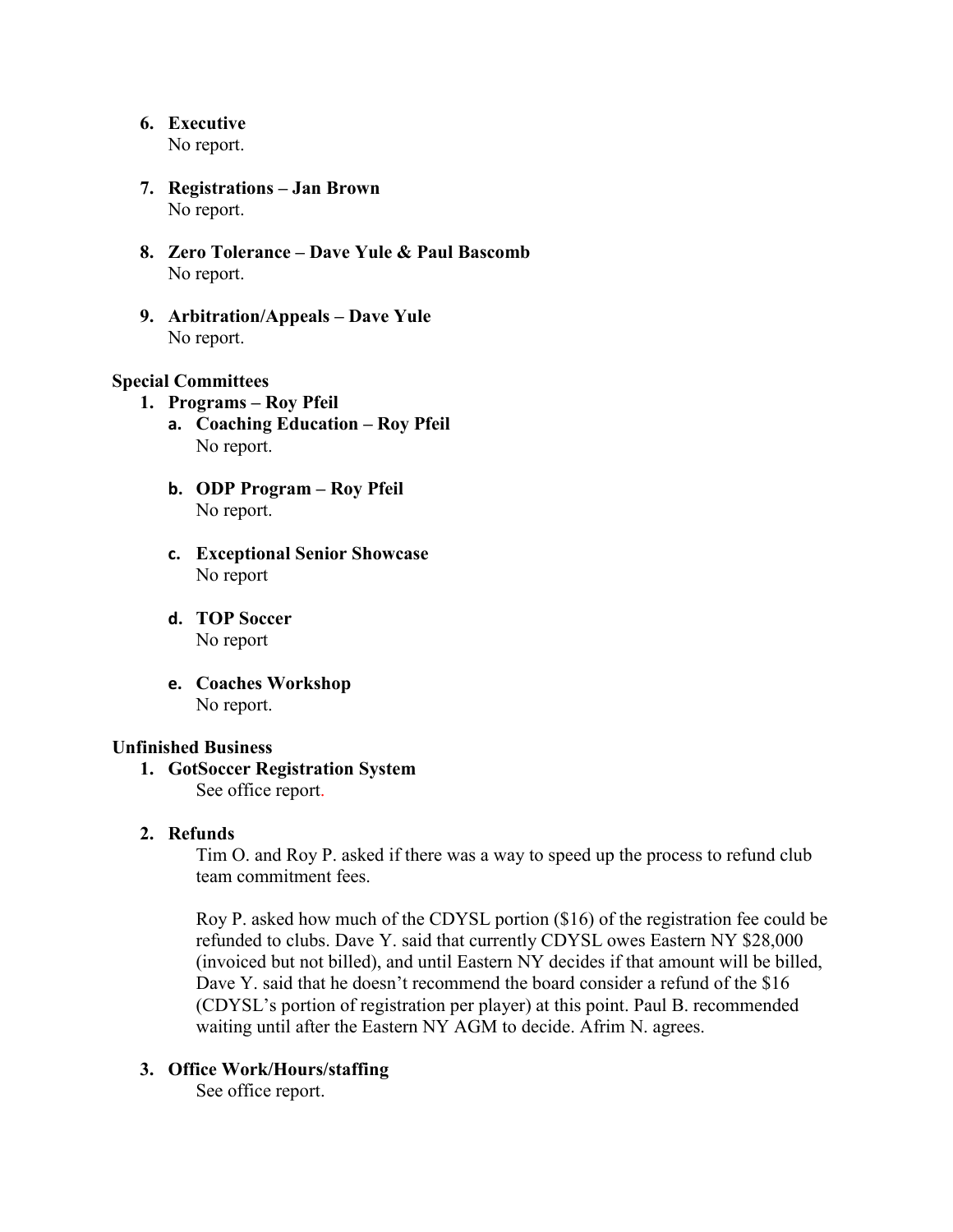6. **Executive**
   No report.

7. **Registrations – Jan Brown**
   No report.

8. **Zero Tolerance – Dave Yule & Paul Bascomb**
   No report.

9. **Arbitration/Appeals – Dave Yule**
   No report.

**Special Committees**

1. **Programs – Roy Pfeil**
   a. **Coaching Education – Roy Pfeil**
      No report.

   b. **ODP Program – Roy Pfeil**
      No report.

   c. **Exceptional Senior Showcase**
      No report

   d. **TOP Soccer**
      No report

   e. **Coaches Workshop**
      No report.

**Unfinished Business**

1. **GotSoccer Registration System**
   See office report.

2. **Refunds**
   Tim O. and Roy P. asked if there was a way to speed up the process to refund club team commitment fees.

   Roy P. asked how much of the CDYSL portion ($16) of the registration fee could be refunded to clubs. Dave Y. said that currently CDYSL owes Eastern NY $28,000 (invoiced but not billed), and until Eastern NY decides if that amount will be billed, Dave Y. said that he doesn't recommend the board consider a refund of the $16 (CDYSL's portion of registration per player) at this point. Paul B. recommended waiting until after the Eastern NY AGM to decide. Afrim N. agrees.

3. **Office Work/Hours/staffing**
   See office report.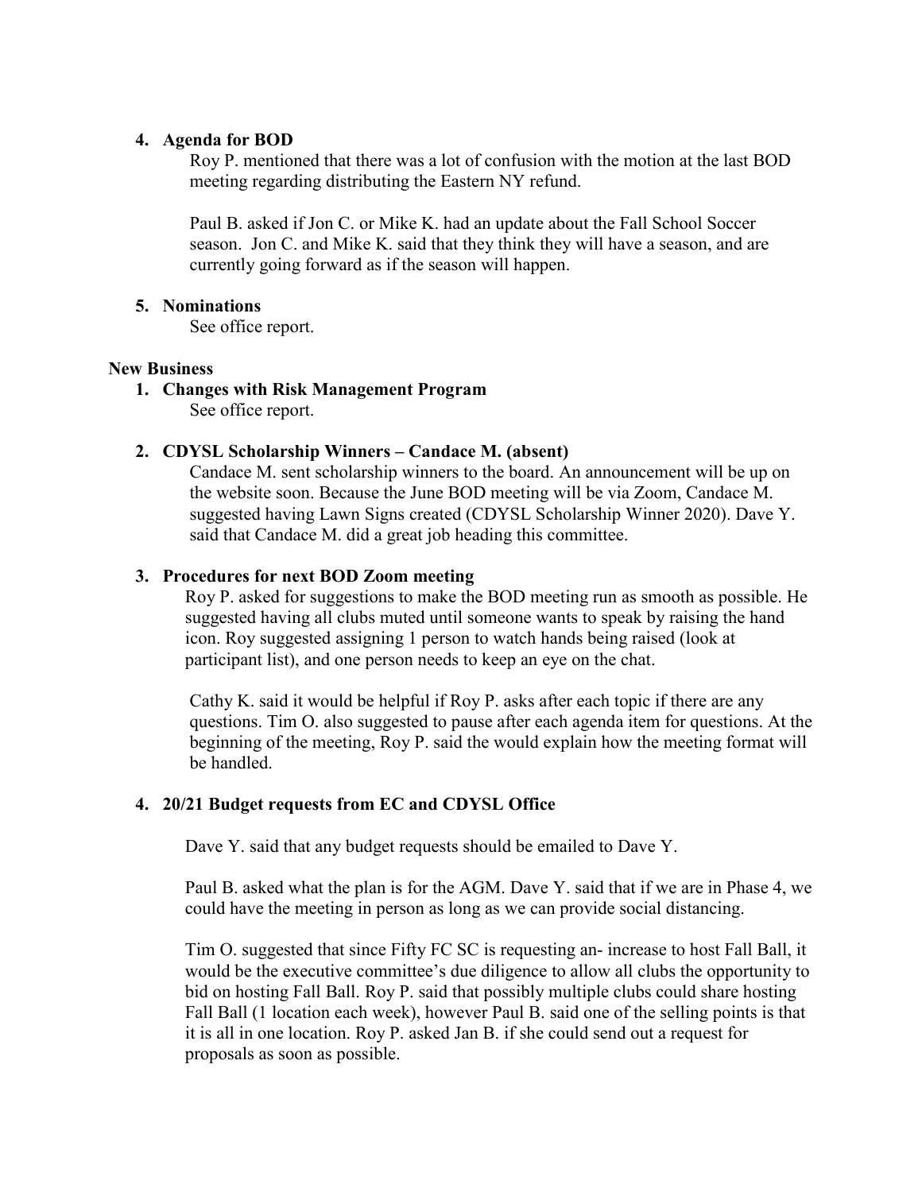4. **Agenda for BOD**

   Roy P. mentioned that there was a lot of confusion with the motion at the last BOD meeting regarding distributing the Eastern NY refund.

   Paul B. asked if Jon C. or Mike K. had an update about the Fall School Soccer season. Jon C. and Mike K. said that they think they will have a season, and are currently going forward as if the season will happen.

5. **Nominations**

   See office report.

**New Business**

1. **Changes with Risk Management Program**

   See office report.

2. **CDYSL Scholarship Winners – Candace M. (absent)**

   Candace M. sent scholarship winners to the board. An announcement will be up on the website soon. Because the June BOD meeting will be via Zoom, Candace M. suggested having Lawn Signs created (CDYSL Scholarship Winner 2020). Dave Y. said that Candace M. did a great job heading this committee.

3. **Procedures for next BOD Zoom meeting**

   Roy P. asked for suggestions to make the BOD meeting run as smooth as possible. He suggested having all clubs muted until someone wants to speak by raising the hand icon. Roy suggested assigning 1 person to watch hands being raised (look at participant list), and one person needs to keep an eye on the chat.

   Cathy K. said it would be helpful if Roy P. asks after each topic if there are any questions. Tim O. also suggested to pause after each agenda item for questions. At the beginning of the meeting, Roy P. said the would explain how the meeting format will be handled.

4. **20/21 Budget requests from EC and CDYSL Office**

   Dave Y. said that any budget requests should be emailed to Dave Y.

   Paul B. asked what the plan is for the AGM. Dave Y. said that if we are in Phase 4, we could have the meeting in person as long as we can provide social distancing.

   Tim O. suggested that since Fifty FC SC is requesting an- increase to host Fall Ball, it would be the executive committee's due diligence to allow all clubs the opportunity to bid on hosting Fall Ball. Roy P. said that possibly multiple clubs could share hosting Fall Ball (1 location each week), however Paul B. said one of the selling points is that it is all in one location. Roy P. asked Jan B. if she could send out a request for proposals as soon as possible.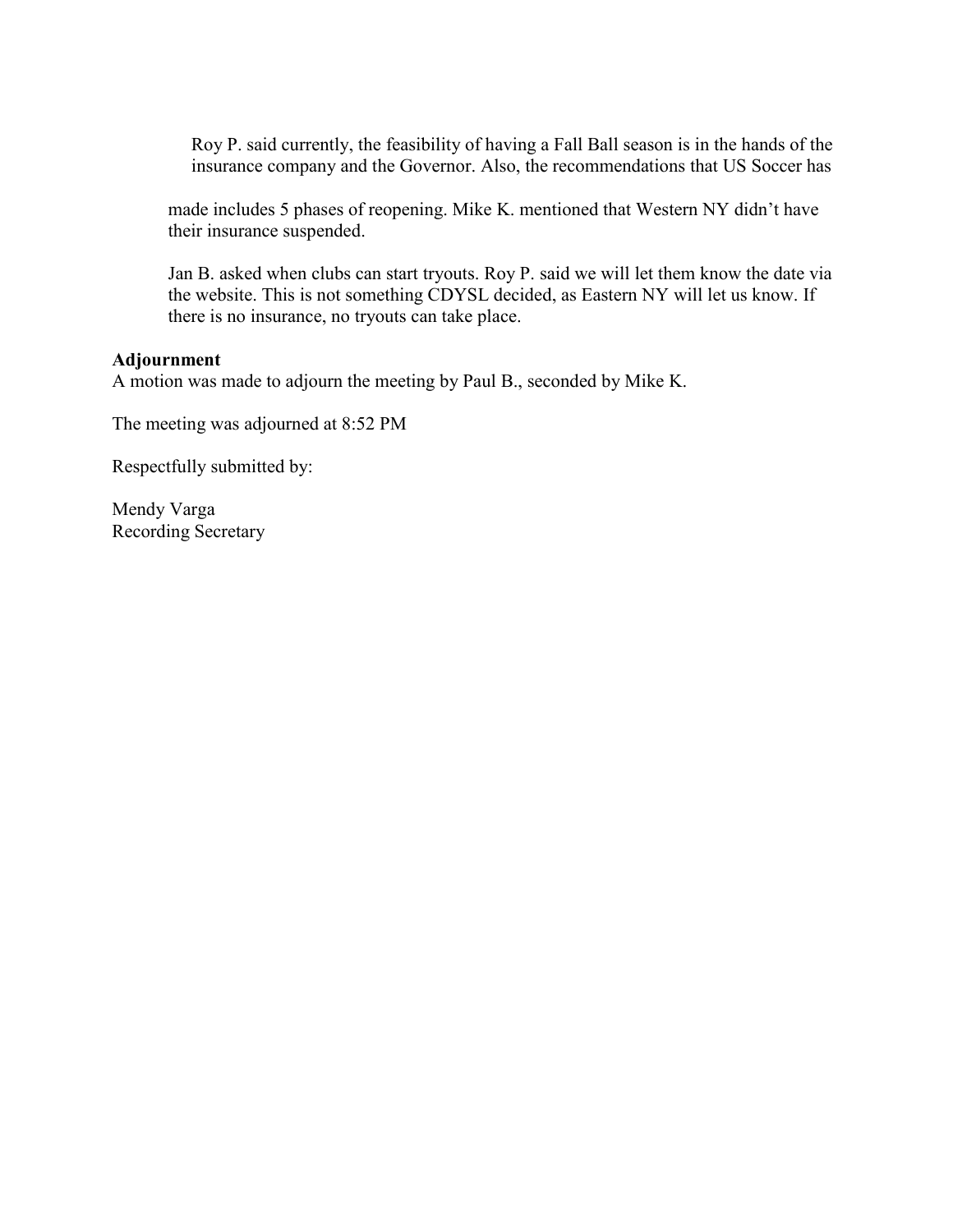Roy P. said currently, the feasibility of having a Fall Ball season is in the hands of the insurance company and the Governor. Also, the recommendations that US Soccer has made includes 5 phases of reopening. Mike K. mentioned that Western NY didn't have their insurance suspended.

Jan B. asked when clubs can start tryouts. Roy P. said we will let them know the date via the website. This is not something CDYSL decided, as Eastern NY will let us know. If there is no insurance, no tryouts can take place.

**Adjournment**

A motion was made to adjourn the meeting by Paul B., seconded by Mike K.

The meeting was adjourned at 8:52 PM

Respectfully submitted by:

Mendy Varga
Recording Secretary